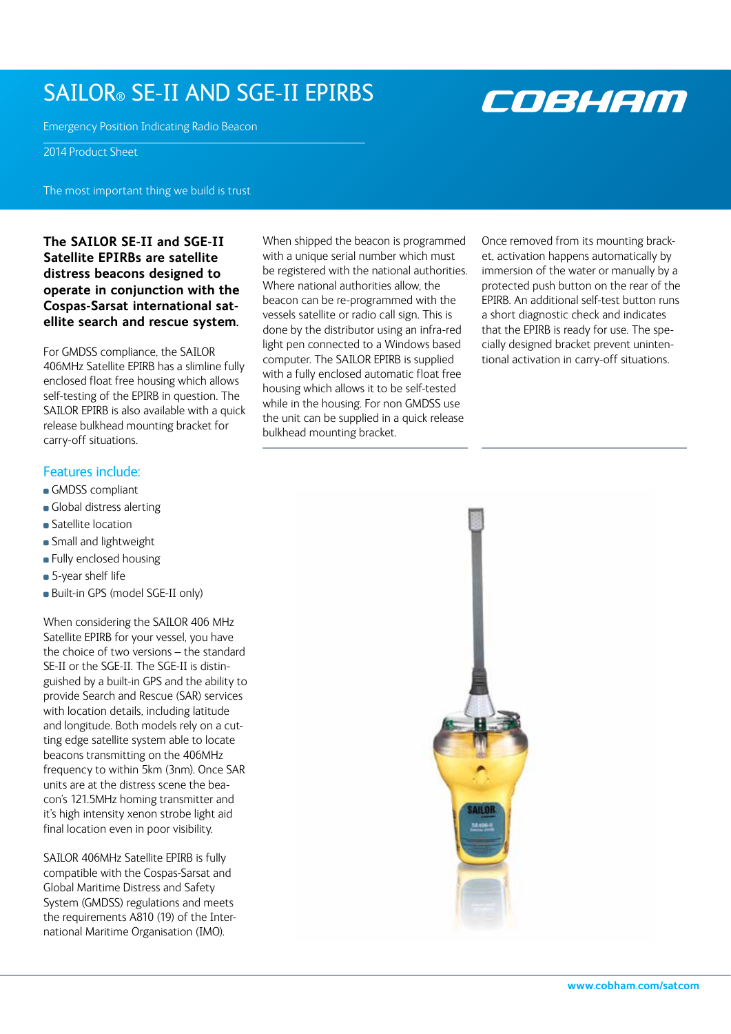# SAILOR® SE-II AND SGE-II EPIRBS

Emergency Position Indicating Radio Beacon

2014 Product Sheet

The most important thing we build is trust

**The SAILOR SE-II and SGE-II Satellite EPIRBs are satellite distress beacons designed to operate in conjunction with the Cospas-Sarsat international satellite search and rescue system.**

For GMDSS compliance, the SAILOR 406MHz Satellite EPIRB has a slimline fully enclosed float free housing which allows self-testing of the EPIRB in question. The SAILOR EPIRB is also available with a quick release bulkhead mounting bracket for carry-off situations.

## Features include:

- GMDSS compliant
- Global distress alerting
- Satellite location
- Small and lightweight
- Fully enclosed housing
- 5-year shelf life
- Built-in GPS (model SGE-II only)

When considering the SAILOR 406 MHz Satellite EPIRB for your vessel, you have the choice of two versions – the standard SE-II or the SGE-II. The SGE-II is distinguished by a built-in GPS and the ability to provide Search and Rescue (SAR) services with location details, including latitude and longitude. Both models rely on a cutting edge satellite system able to locate beacons transmitting on the 406MHz frequency to within 5km (3nm). Once SAR units are at the distress scene the beacon's 121.5MHz homing transmitter and it's high intensity xenon strobe light aid final location even in poor visibility.

SAILOR 406MHz Satellite EPIRB is fully compatible with the Cospas-Sarsat and Global Maritime Distress and Safety System (GMDSS) regulations and meets the requirements A810 (19) of the International Maritime Organisation (IMO).

When shipped the beacon is programmed with a unique serial number which must be registered with the national authorities. Where national authorities allow, the beacon can be re-programmed with the vessels satellite or radio call sign. This is done by the distributor using an infra-red light pen connected to a Windows based computer. The SAILOR EPIRB is supplied with a fully enclosed automatic float free housing which allows it to be self-tested while in the housing. For non GMDSS use the unit can be supplied in a quick release bulkhead mounting bracket.

Once removed from its mounting bracket, activation happens automatically by immersion of the water or manually by a protected push button on the rear of the EPIRB. An additional self-test button runs a short diagnostic check and indicates that the EPIRB is ready for use. The specially designed bracket prevent unintentional activation in carry-off situations.

www.cobham.com/satcom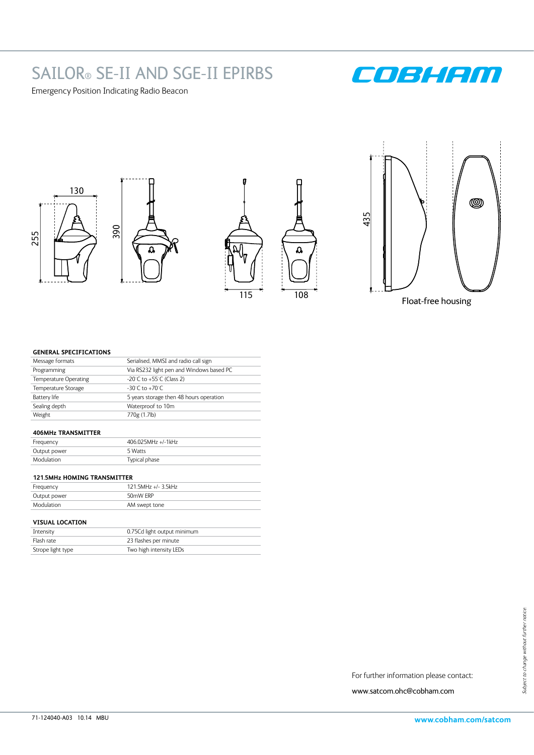# SAILOR® SE-II AND SGE-II EPIRBS

Emergency Position Indicating Radio Beacon

130

255

390

115

108

435

Float-free housing

### GENERAL SPECIFICATIONS

| | |
|---|---|
| Message formats | Serialised, MMSI and radio call sign |
| Programming | Via RS232 light pen and Windows based PC |
| Temperature Operating | -20°C to +55°C (Class 2) |
| Temperature Storage | -30°C to +70°C |
| Battery life | 5 years storage then 48 hours operation |
| Sealing depth | Waterproof to 10m |
| Weight | 770g (1.7lb) |

### 406MHz TRANSMITTER

| | |
|---|---|
| Frequency | 406.025MHz +/-1kHz |
| Output power | 5 Watts |
| Modulation | Typical phase |

### 121.5MHz HOMING TRANSMITTER

| | |
|---|---|
| Frequency | 121.5MHz +/- 3.5kHz |
| Output power | 50mW ERP |
| Modulation | AM swept tone |

### VISUAL LOCATION

| | |
|---|---|
| Intensity | 0.75Cd light output minimum |
| Flash rate | 23 flashes per minute |
| Strope light type | Two high intensity LEDs |

For further information please contact:

www.satcom.ohc@cobham.com

*Subject to change without further notice.*

71-124040-A03 10.14 MBU

www.cobham.com/satcom